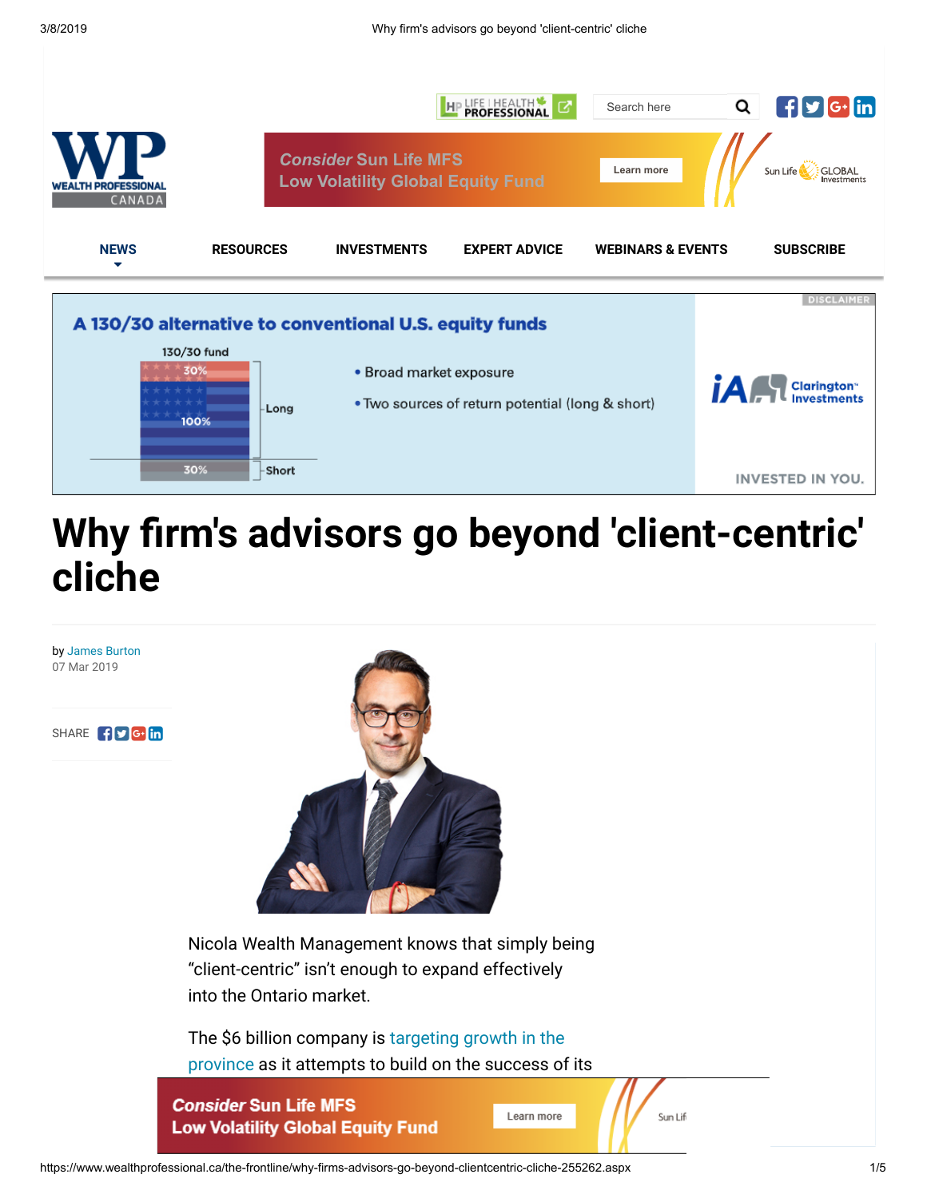# Why firm's advisors go beyond 'client-centric' cliche

by James Burton
07 Mar 2019

Nicola Wealth Management knows that simply being "client-centric" isn't enough to expand effectively into the Ontario market.

The $6 billion company is targeting growth in the province as it attempts to build on the success of its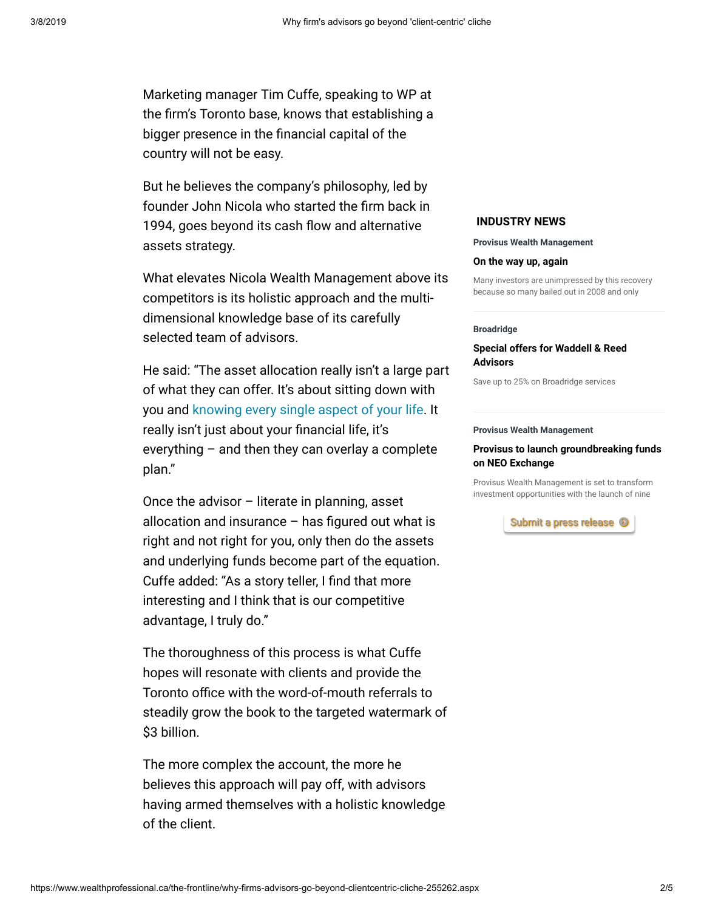Marketing manager Tim Cuffe, speaking to WP at the firm's Toronto base, knows that establishing a bigger presence in the financial capital of the country will not be easy.

But he believes the company's philosophy, led by founder John Nicola who started the firm back in 1994, goes beyond its cash flow and alternative assets strategy.

What elevates Nicola Wealth Management above its competitors is its holistic approach and the multi-dimensional knowledge base of its carefully selected team of advisors.

He said: "The asset allocation really isn't a large part of what they can offer. It's about sitting down with you and knowing every single aspect of your life. It really isn't just about your financial life, it's everything – and then they can overlay a complete plan."

Once the advisor – literate in planning, asset allocation and insurance – has figured out what is right and not right for you, only then do the assets and underlying funds become part of the equation. Cuffe added: "As a story teller, I find that more interesting and I think that is our competitive advantage, I truly do."

The thoroughness of this process is what Cuffe hopes will resonate with clients and provide the Toronto office with the word-of-mouth referrals to steadily grow the book to the targeted watermark of $3 billion.

The more complex the account, the more he believes this approach will pay off, with advisors having armed themselves with a holistic knowledge of the client.

**INDUSTRY NEWS**

Provisus Wealth Management

**On the way up, again**

Many investors are unimpressed by this recovery because so many bailed out in 2008 and only

Broadridge

**Special offers for Waddell & Reed Advisors**

Save up to 25% on Broadridge services

Provisus Wealth Management

**Provisus to launch groundbreaking funds on NEO Exchange**

Provisus Wealth Management is set to transform investment opportunities with the launch of nine

Submit a press release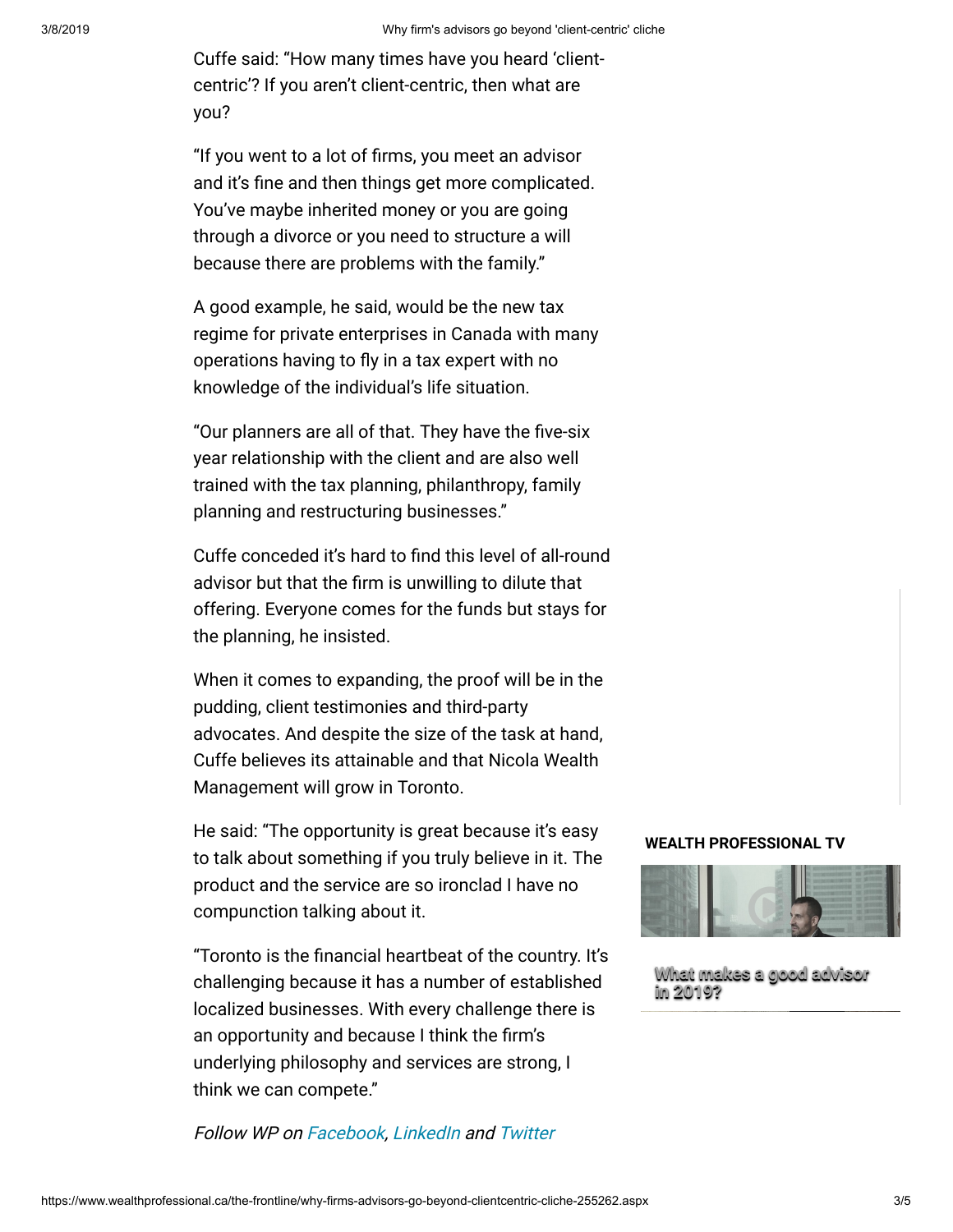Cuffe said: "How many times have you heard 'client-centric'? If you aren't client-centric, then what are you?

"If you went to a lot of firms, you meet an advisor and it's fine and then things get more complicated. You've maybe inherited money or you are going through a divorce or you need to structure a will because there are problems with the family."

A good example, he said, would be the new tax regime for private enterprises in Canada with many operations having to fly in a tax expert with no knowledge of the individual's life situation.

"Our planners are all of that. They have the five-six year relationship with the client and are also well trained with the tax planning, philanthropy, family planning and restructuring businesses."

Cuffe conceded it's hard to find this level of all-round advisor but that the firm is unwilling to dilute that offering. Everyone comes for the funds but stays for the planning, he insisted.

When it comes to expanding, the proof will be in the pudding, client testimonies and third-party advocates. And despite the size of the task at hand, Cuffe believes its attainable and that Nicola Wealth Management will grow in Toronto.

He said: "The opportunity is great because it's easy to talk about something if you truly believe in it. The product and the service are so ironclad I have no compunction talking about it.

"Toronto is the financial heartbeat of the country. It's challenging because it has a number of established localized businesses. With every challenge there is an opportunity and because I think the firm's underlying philosophy and services are strong, I think we can compete."

*Follow WP on Facebook, LinkedIn and Twitter*

**WEALTH PROFESSIONAL TV**

What makes a good advisor in 2019?